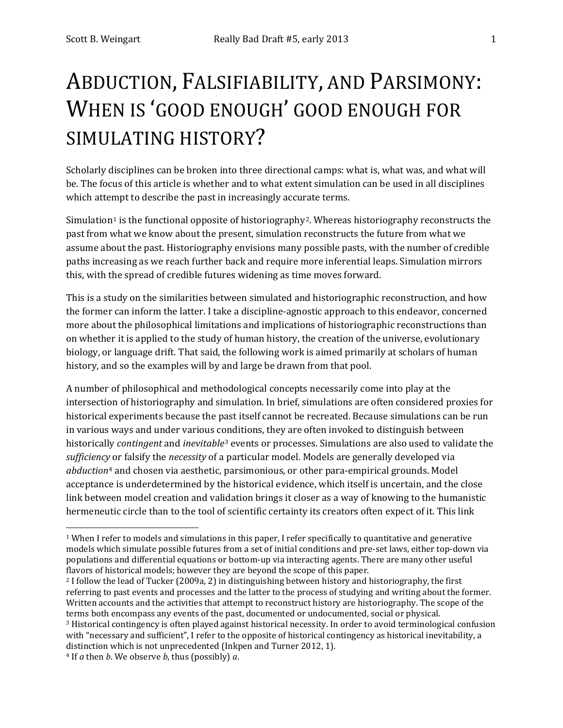# ABDUCTION, FALSIFIABILITY, AND PARSIMONY: WHEN IS 'GOOD ENOUGH' GOOD ENOUGH FOR SIMULATING HISTORY?

Scholarly disciplines can be broken into three directional camps: what is, what was, and what will be. The focus of this article is whether and to what extent simulation can be used in all disciplines which attempt to describe the past in increasingly accurate terms.

Simulation[1] is the functional opposite of historiography[2]. Whereas historiography reconstructs the past from what we know about the present, simulation reconstructs the future from what we assume about the past. Historiography envisions many possible pasts, with the number of credible paths increasing as we reach further back and require more inferential leaps. Simulation mirrors this, with the spread of credible futures widening as time moves forward.

This is a study on the similarities between simulated and historiographic reconstruction, and how the former can inform the latter. I take a discipline-agnostic approach to this endeavor, concerned more about the philosophical limitations and implications of historiographic reconstructions than on whether it is applied to the study of human history, the creation of the universe, evolutionary biology, or language drift. That said, the following work is aimed primarily at scholars of human history, and so the examples will by and large be drawn from that pool.

A number of philosophical and methodological concepts necessarily come into play at the intersection of historiography and simulation. In brief, simulations are often considered proxies for historical experiments because the past itself cannot be recreated. Because simulations can be run in various ways and under various conditions, they are often invoked to distinguish between historically *contingent* and *inevitable*[3] events or processes. Simulations are also used to validate the *sufficiency* or falsify the *necessity* of a particular model. Models are generally developed via *abduction*[4] and chosen via aesthetic, parsimonious, or other para-empirical grounds. Model acceptance is underdetermined by the historical evidence, which itself is uncertain, and the close link between model creation and validation brings it closer as a way of knowing to the humanistic hermeneutic circle than to the tool of scientific certainty its creators often expect of it. This link

---

[1] When I refer to models and simulations in this paper, I refer specifically to quantitative and generative models which simulate possible futures from a set of initial conditions and pre-set laws, either top-down via populations and differential equations or bottom-up via interacting agents. There are many other useful flavors of historical models; however they are beyond the scope of this paper.

[2] I follow the lead of Tucker (2009a, 2) in distinguishing between history and historiography, the first referring to past events and processes and the latter to the process of studying and writing about the former. Written accounts and the activities that attempt to reconstruct history are historiography. The scope of the terms both encompass any events of the past, documented or undocumented, social or physical.

[3] Historical contingency is often played against historical necessity. In order to avoid terminological confusion with "necessary and sufficient", I refer to the opposite of historical contingency as historical inevitability, a distinction which is not unprecedented (Inkpen and Turner 2012, 1).

[4] If *a* then *b*. We observe *b*, thus (possibly) *a*.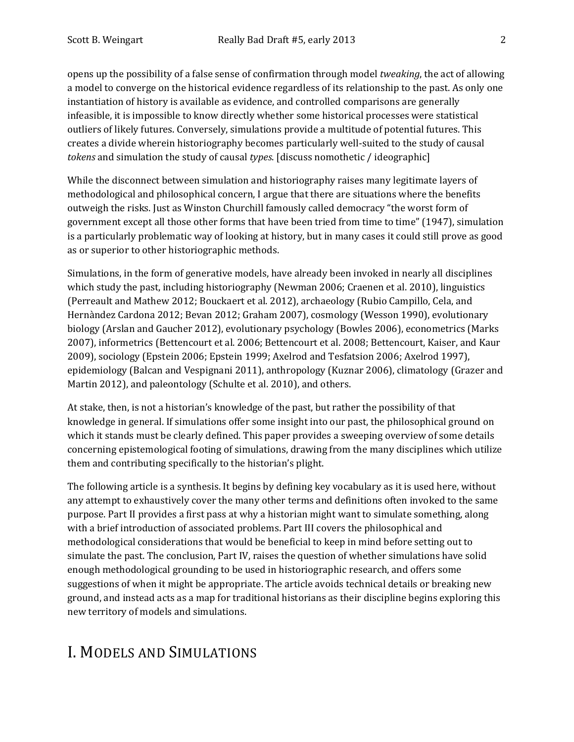opens up the possibility of a false sense of confirmation through model *tweaking*, the act of allowing a model to converge on the historical evidence regardless of its relationship to the past. As only one instantiation of history is available as evidence, and controlled comparisons are generally infeasible, it is impossible to know directly whether some historical processes were statistical outliers of likely futures. Conversely, simulations provide a multitude of potential futures. This creates a divide wherein historiography becomes particularly well-suited to the study of causal *tokens* and simulation the study of causal *types*. [discuss nomothetic / ideographic]

While the disconnect between simulation and historiography raises many legitimate layers of methodological and philosophical concern, I argue that there are situations where the benefits outweigh the risks. Just as Winston Churchill famously called democracy "the worst form of government except all those other forms that have been tried from time to time" (1947), simulation is a particularly problematic way of looking at history, but in many cases it could still prove as good as or superior to other historiographic methods.

Simulations, in the form of generative models, have already been invoked in nearly all disciplines which study the past, including historiography (Newman 2006; Craenen et al. 2010), linguistics (Perreault and Mathew 2012; Bouckaert et al. 2012), archaeology (Rubio Campillo, Cela, and Hernàndez Cardona 2012; Bevan 2012; Graham 2007), cosmology (Wesson 1990), evolutionary biology (Arslan and Gaucher 2012), evolutionary psychology (Bowles 2006), econometrics (Marks 2007), informetrics (Bettencourt et al. 2006; Bettencourt et al. 2008; Bettencourt, Kaiser, and Kaur 2009), sociology (Epstein 2006; Epstein 1999; Axelrod and Tesfatsion 2006; Axelrod 1997), epidemiology (Balcan and Vespignani 2011), anthropology (Kuznar 2006), climatology (Grazer and Martin 2012), and paleontology (Schulte et al. 2010), and others.

At stake, then, is not a historian's knowledge of the past, but rather the possibility of that knowledge in general. If simulations offer some insight into our past, the philosophical ground on which it stands must be clearly defined. This paper provides a sweeping overview of some details concerning epistemological footing of simulations, drawing from the many disciplines which utilize them and contributing specifically to the historian's plight.

The following article is a synthesis. It begins by defining key vocabulary as it is used here, without any attempt to exhaustively cover the many other terms and definitions often invoked to the same purpose. Part II provides a first pass at why a historian might want to simulate something, along with a brief introduction of associated problems. Part III covers the philosophical and methodological considerations that would be beneficial to keep in mind before setting out to simulate the past. The conclusion, Part IV, raises the question of whether simulations have solid enough methodological grounding to be used in historiographic research, and offers some suggestions of when it might be appropriate. The article avoids technical details or breaking new ground, and instead acts as a map for traditional historians as their discipline begins exploring this new territory of models and simulations.

# I. Models and Simulations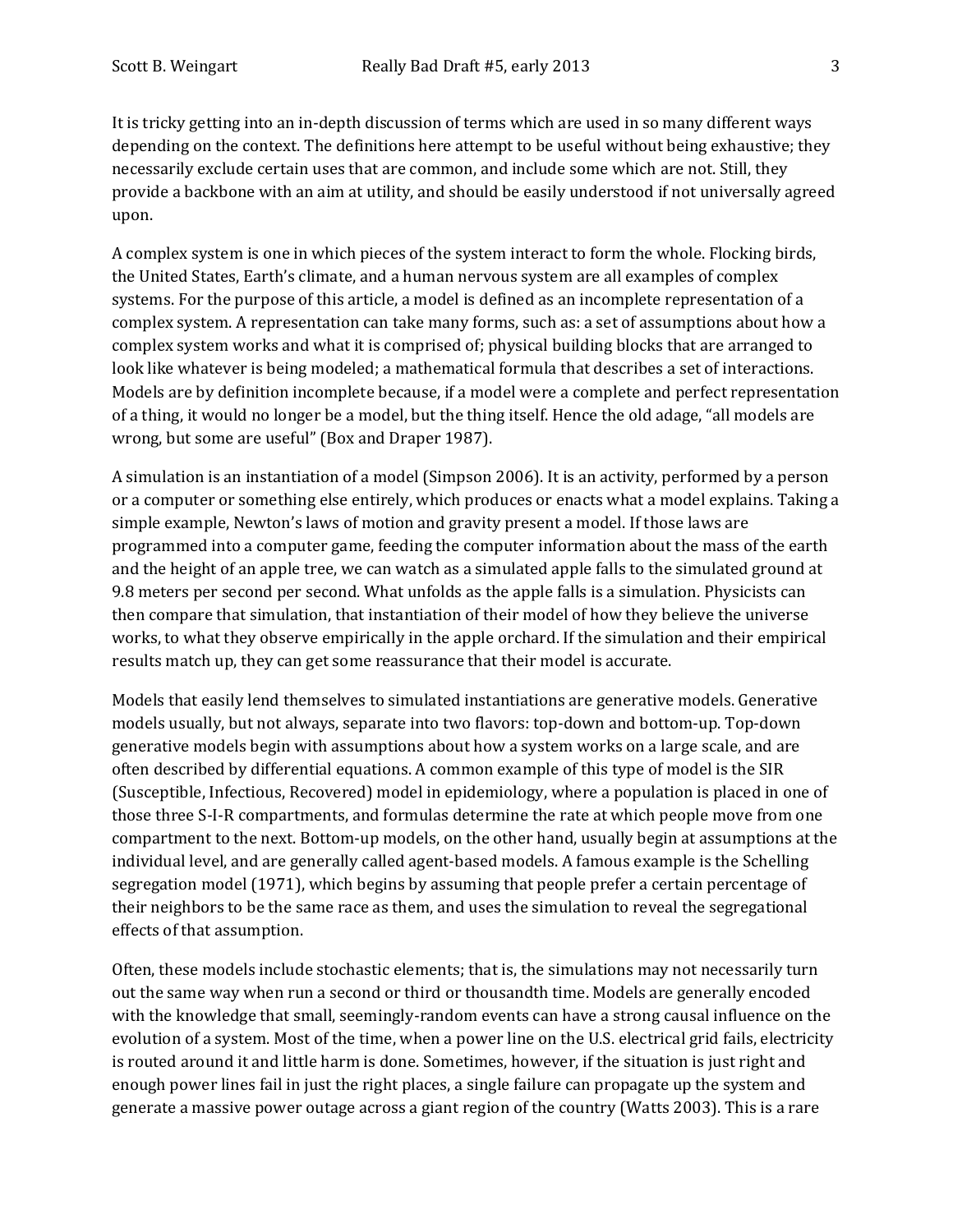It is tricky getting into an in-depth discussion of terms which are used in so many different ways depending on the context. The definitions here attempt to be useful without being exhaustive; they necessarily exclude certain uses that are common, and include some which are not. Still, they provide a backbone with an aim at utility, and should be easily understood if not universally agreed upon.

A complex system is one in which pieces of the system interact to form the whole. Flocking birds, the United States, Earth's climate, and a human nervous system are all examples of complex systems. For the purpose of this article, a model is defined as an incomplete representation of a complex system. A representation can take many forms, such as: a set of assumptions about how a complex system works and what it is comprised of; physical building blocks that are arranged to look like whatever is being modeled; a mathematical formula that describes a set of interactions. Models are by definition incomplete because, if a model were a complete and perfect representation of a thing, it would no longer be a model, but the thing itself. Hence the old adage, "all models are wrong, but some are useful" (Box and Draper 1987).

A simulation is an instantiation of a model (Simpson 2006). It is an activity, performed by a person or a computer or something else entirely, which produces or enacts what a model explains. Taking a simple example, Newton's laws of motion and gravity present a model. If those laws are programmed into a computer game, feeding the computer information about the mass of the earth and the height of an apple tree, we can watch as a simulated apple falls to the simulated ground at 9.8 meters per second per second. What unfolds as the apple falls is a simulation. Physicists can then compare that simulation, that instantiation of their model of how they believe the universe works, to what they observe empirically in the apple orchard. If the simulation and their empirical results match up, they can get some reassurance that their model is accurate.

Models that easily lend themselves to simulated instantiations are generative models. Generative models usually, but not always, separate into two flavors: top-down and bottom-up. Top-down generative models begin with assumptions about how a system works on a large scale, and are often described by differential equations. A common example of this type of model is the SIR (Susceptible, Infectious, Recovered) model in epidemiology, where a population is placed in one of those three S-I-R compartments, and formulas determine the rate at which people move from one compartment to the next. Bottom-up models, on the other hand, usually begin at assumptions at the individual level, and are generally called agent-based models. A famous example is the Schelling segregation model (1971), which begins by assuming that people prefer a certain percentage of their neighbors to be the same race as them, and uses the simulation to reveal the segregational effects of that assumption.

Often, these models include stochastic elements; that is, the simulations may not necessarily turn out the same way when run a second or third or thousandth time. Models are generally encoded with the knowledge that small, seemingly-random events can have a strong causal influence on the evolution of a system. Most of the time, when a power line on the U.S. electrical grid fails, electricity is routed around it and little harm is done. Sometimes, however, if the situation is just right and enough power lines fail in just the right places, a single failure can propagate up the system and generate a massive power outage across a giant region of the country (Watts 2003). This is a rare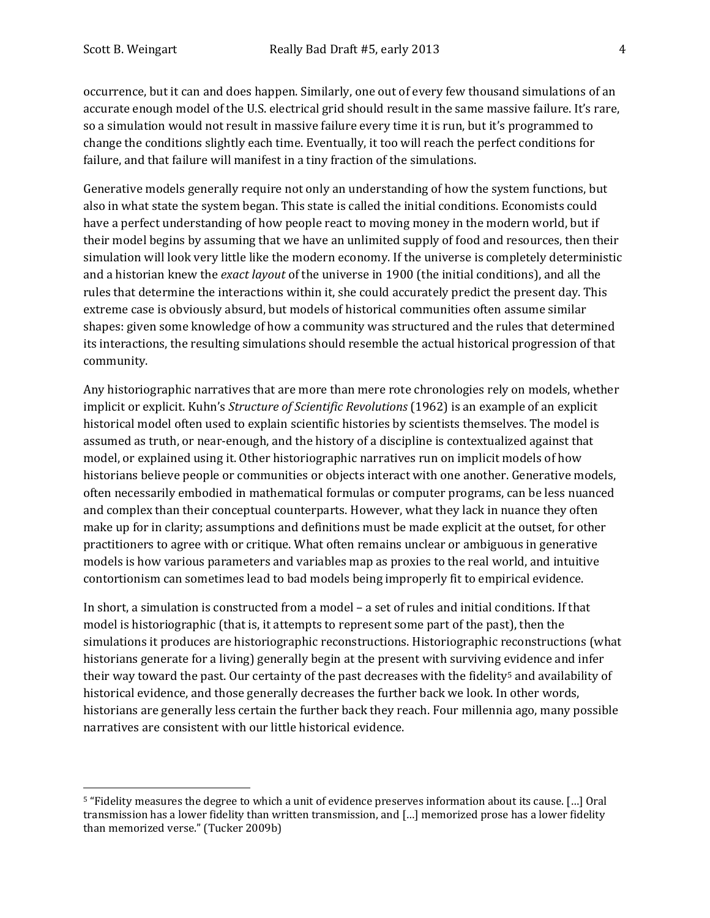occurrence, but it can and does happen. Similarly, one out of every few thousand simulations of an accurate enough model of the U.S. electrical grid should result in the same massive failure. It's rare, so a simulation would not result in massive failure every time it is run, but it's programmed to change the conditions slightly each time. Eventually, it too will reach the perfect conditions for failure, and that failure will manifest in a tiny fraction of the simulations.

Generative models generally require not only an understanding of how the system functions, but also in what state the system began. This state is called the initial conditions. Economists could have a perfect understanding of how people react to moving money in the modern world, but if their model begins by assuming that we have an unlimited supply of food and resources, then their simulation will look very little like the modern economy. If the universe is completely deterministic and a historian knew the *exact layout* of the universe in 1900 (the initial conditions), and all the rules that determine the interactions within it, she could accurately predict the present day. This extreme case is obviously absurd, but models of historical communities often assume similar shapes: given some knowledge of how a community was structured and the rules that determined its interactions, the resulting simulations should resemble the actual historical progression of that community.

Any historiographic narratives that are more than mere rote chronologies rely on models, whether implicit or explicit. Kuhn's *Structure of Scientific Revolutions* (1962) is an example of an explicit historical model often used to explain scientific histories by scientists themselves. The model is assumed as truth, or near-enough, and the history of a discipline is contextualized against that model, or explained using it. Other historiographic narratives run on implicit models of how historians believe people or communities or objects interact with one another. Generative models, often necessarily embodied in mathematical formulas or computer programs, can be less nuanced and complex than their conceptual counterparts. However, what they lack in nuance they often make up for in clarity; assumptions and definitions must be made explicit at the outset, for other practitioners to agree with or critique. What often remains unclear or ambiguous in generative models is how various parameters and variables map as proxies to the real world, and intuitive contortionism can sometimes lead to bad models being improperly fit to empirical evidence.

In short, a simulation is constructed from a model – a set of rules and initial conditions. If that model is historiographic (that is, it attempts to represent some part of the past), then the simulations it produces are historiographic reconstructions. Historiographic reconstructions (what historians generate for a living) generally begin at the present with surviving evidence and infer their way toward the past. Our certainty of the past decreases with the fidelity[5] and availability of historical evidence, and those generally decreases the further back we look. In other words, historians are generally less certain the further back they reach. Four millennia ago, many possible narratives are consistent with our little historical evidence.

---

[5] "Fidelity measures the degree to which a unit of evidence preserves information about its cause. […] Oral transmission has a lower fidelity than written transmission, and […] memorized prose has a lower fidelity than memorized verse." (Tucker 2009b)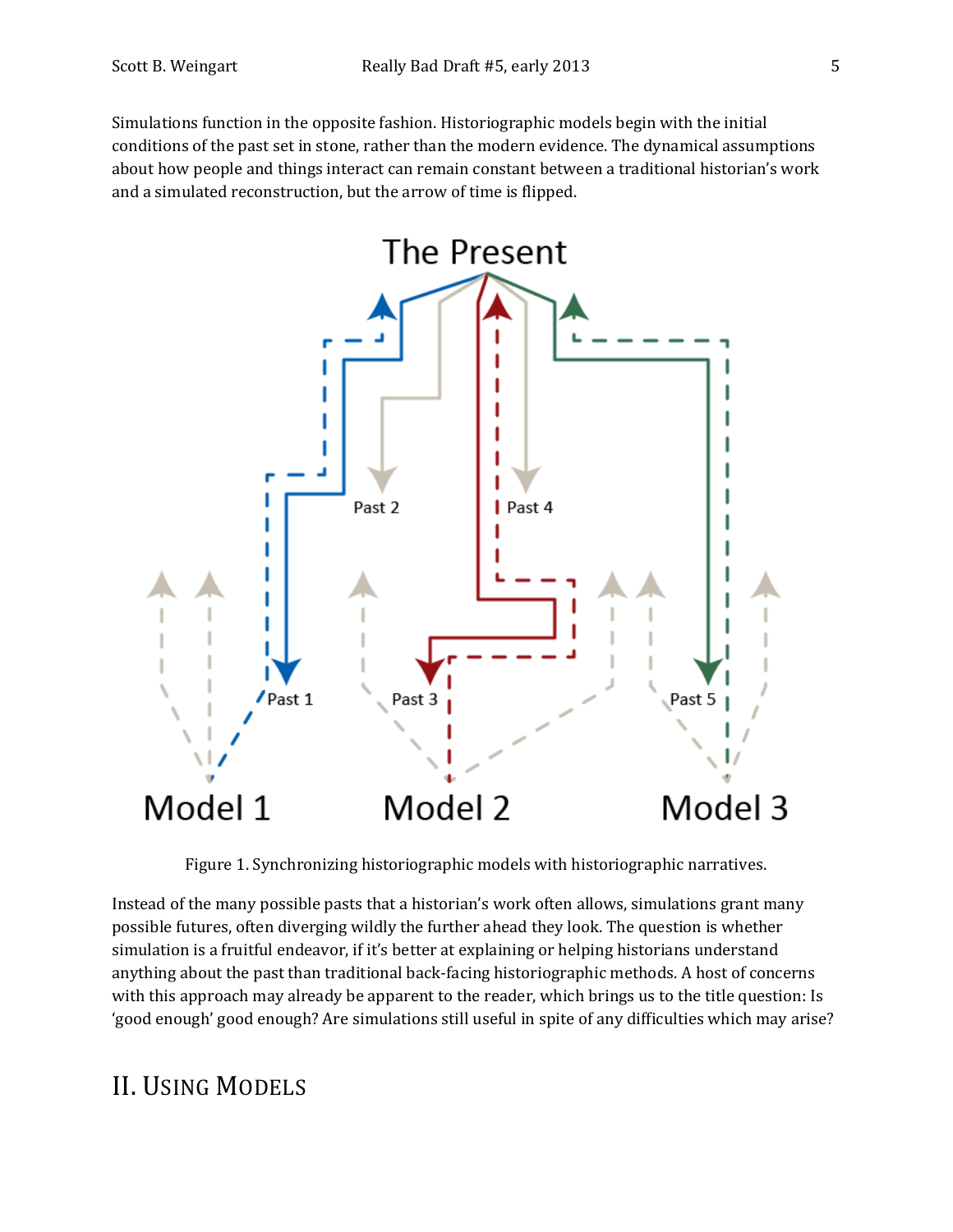Simulations function in the opposite fashion. Historiographic models begin with the initial conditions of the past set in stone, rather than the modern evidence. The dynamical assumptions about how people and things interact can remain constant between a traditional historian's work and a simulated reconstruction, but the arrow of time is flipped.

Figure 1. Synchronizing historiographic models with historiographic narratives.

Instead of the many possible pasts that a historian's work often allows, simulations grant many possible futures, often diverging wildly the further ahead they look. The question is whether simulation is a fruitful endeavor, if it's better at explaining or helping historians understand anything about the past than traditional back-facing historiographic methods. A host of concerns with this approach may already be apparent to the reader, which brings us to the title question: Is 'good enough' good enough? Are simulations still useful in spite of any difficulties which may arise?

## II. Using Models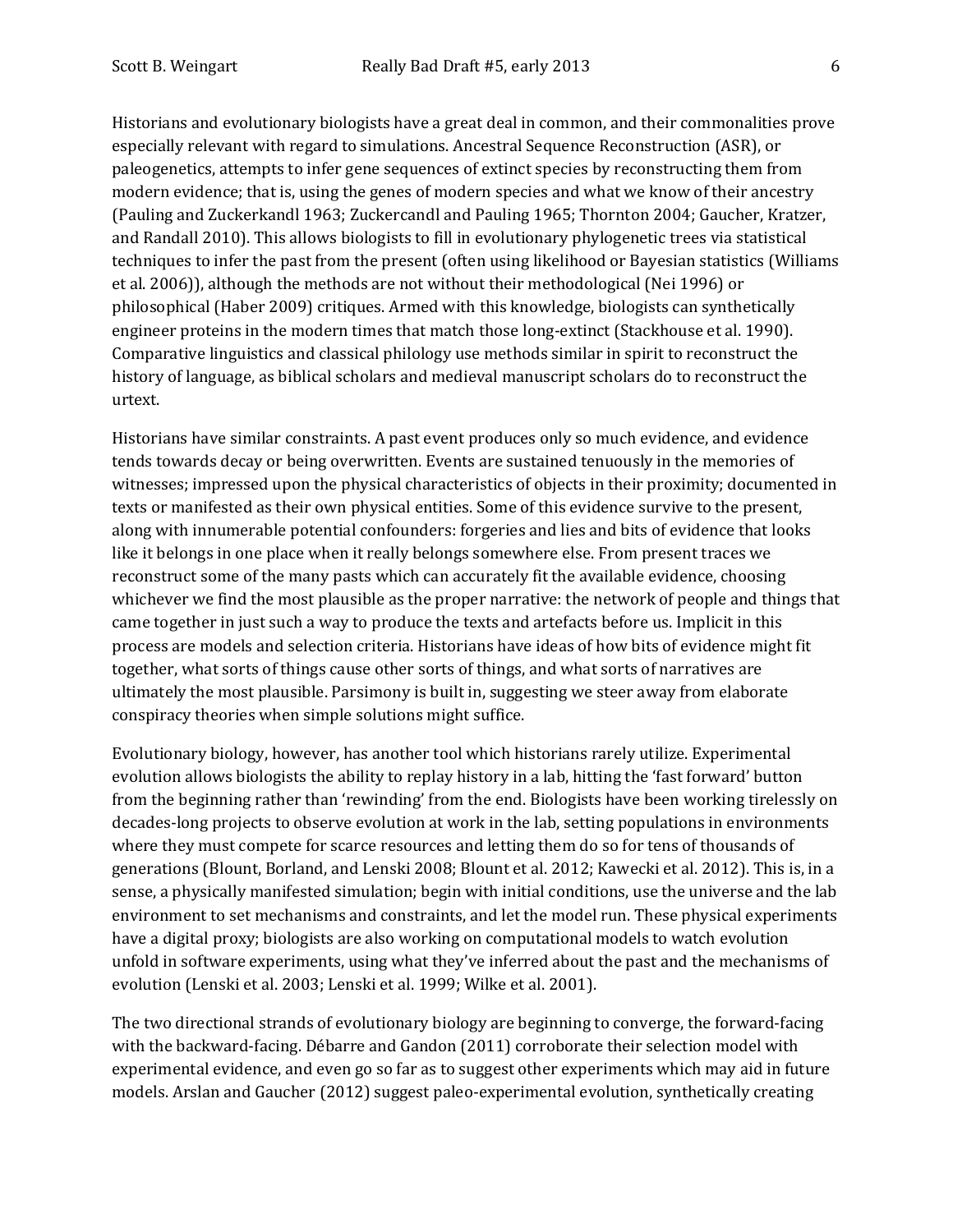Historians and evolutionary biologists have a great deal in common, and their commonalities prove especially relevant with regard to simulations. Ancestral Sequence Reconstruction (ASR), or paleogenetics, attempts to infer gene sequences of extinct species by reconstructing them from modern evidence; that is, using the genes of modern species and what we know of their ancestry (Pauling and Zuckerkandl 1963; Zuckercandl and Pauling 1965; Thornton 2004; Gaucher, Kratzer, and Randall 2010). This allows biologists to fill in evolutionary phylogenetic trees via statistical techniques to infer the past from the present (often using likelihood or Bayesian statistics (Williams et al. 2006)), although the methods are not without their methodological (Nei 1996) or philosophical (Haber 2009) critiques. Armed with this knowledge, biologists can synthetically engineer proteins in the modern times that match those long-extinct (Stackhouse et al. 1990). Comparative linguistics and classical philology use methods similar in spirit to reconstruct the history of language, as biblical scholars and medieval manuscript scholars do to reconstruct the urtext.

Historians have similar constraints. A past event produces only so much evidence, and evidence tends towards decay or being overwritten. Events are sustained tenuously in the memories of witnesses; impressed upon the physical characteristics of objects in their proximity; documented in texts or manifested as their own physical entities. Some of this evidence survive to the present, along with innumerable potential confounders: forgeries and lies and bits of evidence that looks like it belongs in one place when it really belongs somewhere else. From present traces we reconstruct some of the many pasts which can accurately fit the available evidence, choosing whichever we find the most plausible as the proper narrative: the network of people and things that came together in just such a way to produce the texts and artefacts before us. Implicit in this process are models and selection criteria. Historians have ideas of how bits of evidence might fit together, what sorts of things cause other sorts of things, and what sorts of narratives are ultimately the most plausible. Parsimony is built in, suggesting we steer away from elaborate conspiracy theories when simple solutions might suffice.

Evolutionary biology, however, has another tool which historians rarely utilize. Experimental evolution allows biologists the ability to replay history in a lab, hitting the 'fast forward' button from the beginning rather than 'rewinding' from the end. Biologists have been working tirelessly on decades-long projects to observe evolution at work in the lab, setting populations in environments where they must compete for scarce resources and letting them do so for tens of thousands of generations (Blount, Borland, and Lenski 2008; Blount et al. 2012; Kawecki et al. 2012). This is, in a sense, a physically manifested simulation; begin with initial conditions, use the universe and the lab environment to set mechanisms and constraints, and let the model run. These physical experiments have a digital proxy; biologists are also working on computational models to watch evolution unfold in software experiments, using what they've inferred about the past and the mechanisms of evolution (Lenski et al. 2003; Lenski et al. 1999; Wilke et al. 2001).

The two directional strands of evolutionary biology are beginning to converge, the forward-facing with the backward-facing. Débarre and Gandon (2011) corroborate their selection model with experimental evidence, and even go so far as to suggest other experiments which may aid in future models. Arslan and Gaucher (2012) suggest paleo-experimental evolution, synthetically creating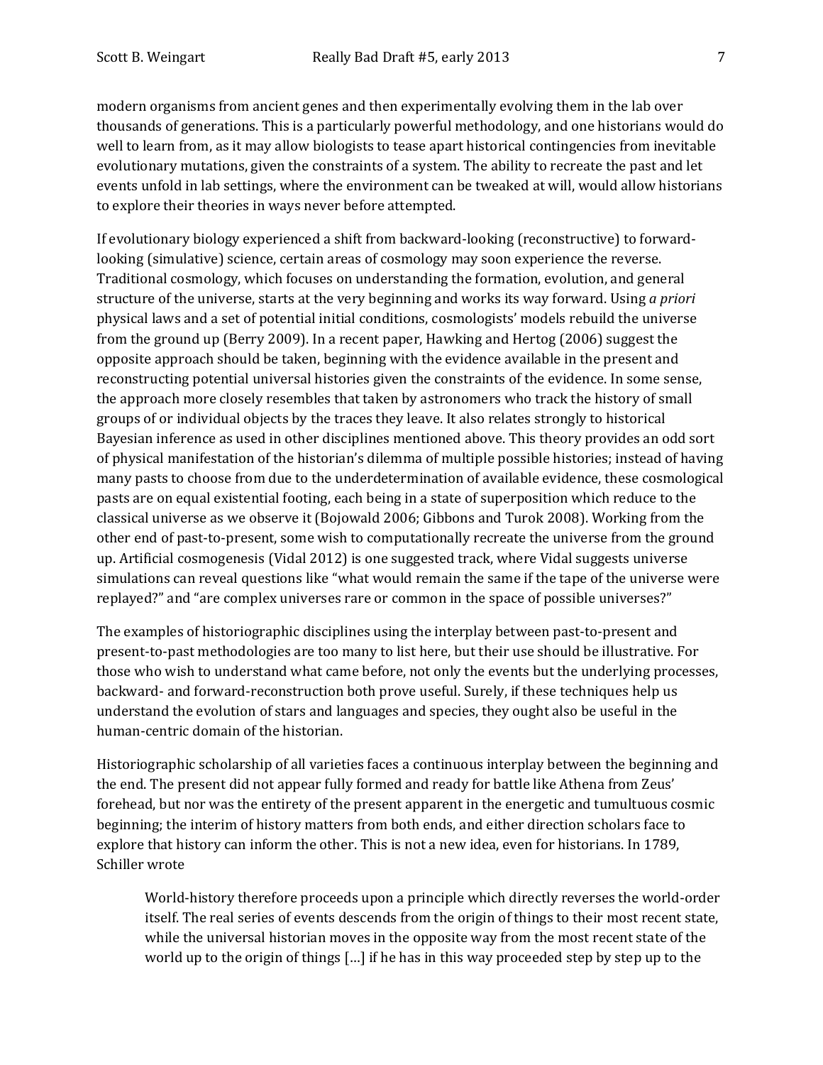modern organisms from ancient genes and then experimentally evolving them in the lab over thousands of generations. This is a particularly powerful methodology, and one historians would do well to learn from, as it may allow biologists to tease apart historical contingencies from inevitable evolutionary mutations, given the constraints of a system. The ability to recreate the past and let events unfold in lab settings, where the environment can be tweaked at will, would allow historians to explore their theories in ways never before attempted.

If evolutionary biology experienced a shift from backward-looking (reconstructive) to forward-looking (simulative) science, certain areas of cosmology may soon experience the reverse. Traditional cosmology, which focuses on understanding the formation, evolution, and general structure of the universe, starts at the very beginning and works its way forward. Using *a priori* physical laws and a set of potential initial conditions, cosmologists' models rebuild the universe from the ground up (Berry 2009). In a recent paper, Hawking and Hertog (2006) suggest the opposite approach should be taken, beginning with the evidence available in the present and reconstructing potential universal histories given the constraints of the evidence. In some sense, the approach more closely resembles that taken by astronomers who track the history of small groups of or individual objects by the traces they leave. It also relates strongly to historical Bayesian inference as used in other disciplines mentioned above. This theory provides an odd sort of physical manifestation of the historian's dilemma of multiple possible histories; instead of having many pasts to choose from due to the underdetermination of available evidence, these cosmological pasts are on equal existential footing, each being in a state of superposition which reduce to the classical universe as we observe it (Bojowald 2006; Gibbons and Turok 2008). Working from the other end of past-to-present, some wish to computationally recreate the universe from the ground up. Artificial cosmogenesis (Vidal 2012) is one suggested track, where Vidal suggests universe simulations can reveal questions like "what would remain the same if the tape of the universe were replayed?" and "are complex universes rare or common in the space of possible universes?"

The examples of historiographic disciplines using the interplay between past-to-present and present-to-past methodologies are too many to list here, but their use should be illustrative. For those who wish to understand what came before, not only the events but the underlying processes, backward- and forward-reconstruction both prove useful. Surely, if these techniques help us understand the evolution of stars and languages and species, they ought also be useful in the human-centric domain of the historian.

Historiographic scholarship of all varieties faces a continuous interplay between the beginning and the end. The present did not appear fully formed and ready for battle like Athena from Zeus' forehead, but nor was the entirety of the present apparent in the energetic and tumultuous cosmic beginning; the interim of history matters from both ends, and either direction scholars face to explore that history can inform the other. This is not a new idea, even for historians. In 1789, Schiller wrote

> World-history therefore proceeds upon a principle which directly reverses the world-order itself. The real series of events descends from the origin of things to their most recent state, while the universal historian moves in the opposite way from the most recent state of the world up to the origin of things […] if he has in this way proceeded step by step up to the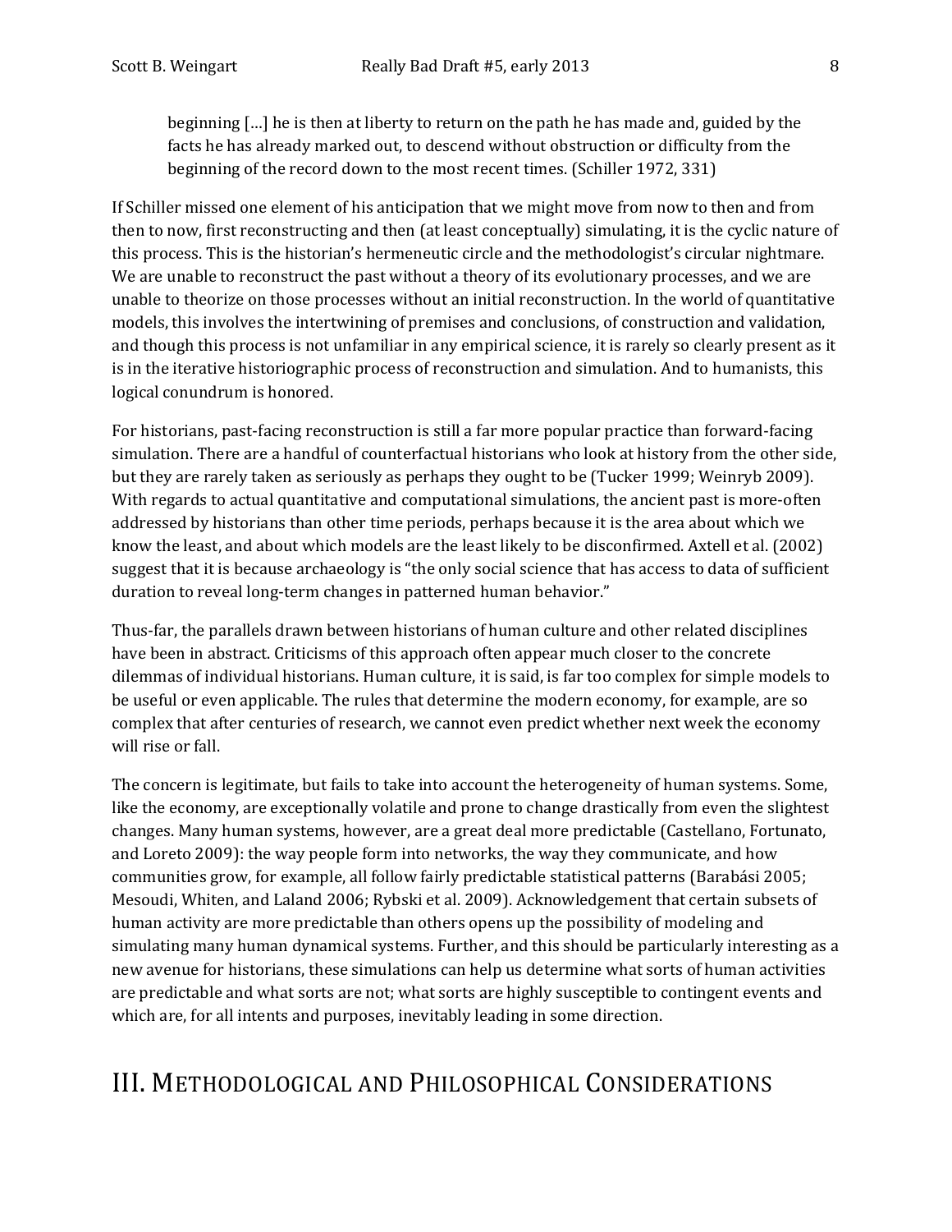> beginning […] he is then at liberty to return on the path he has made and, guided by the facts he has already marked out, to descend without obstruction or difficulty from the beginning of the record down to the most recent times. (Schiller 1972, 331)

If Schiller missed one element of his anticipation that we might move from now to then and from then to now, first reconstructing and then (at least conceptually) simulating, it is the cyclic nature of this process. This is the historian's hermeneutic circle and the methodologist's circular nightmare. We are unable to reconstruct the past without a theory of its evolutionary processes, and we are unable to theorize on those processes without an initial reconstruction. In the world of quantitative models, this involves the intertwining of premises and conclusions, of construction and validation, and though this process is not unfamiliar in any empirical science, it is rarely so clearly present as it is in the iterative historiographic process of reconstruction and simulation. And to humanists, this logical conundrum is honored.

For historians, past-facing reconstruction is still a far more popular practice than forward-facing simulation. There are a handful of counterfactual historians who look at history from the other side, but they are rarely taken as seriously as perhaps they ought to be (Tucker 1999; Weinryb 2009). With regards to actual quantitative and computational simulations, the ancient past is more-often addressed by historians than other time periods, perhaps because it is the area about which we know the least, and about which models are the least likely to be disconfirmed. Axtell et al. (2002) suggest that it is because archaeology is "the only social science that has access to data of sufficient duration to reveal long-term changes in patterned human behavior."

Thus-far, the parallels drawn between historians of human culture and other related disciplines have been in abstract. Criticisms of this approach often appear much closer to the concrete dilemmas of individual historians. Human culture, it is said, is far too complex for simple models to be useful or even applicable. The rules that determine the modern economy, for example, are so complex that after centuries of research, we cannot even predict whether next week the economy will rise or fall.

The concern is legitimate, but fails to take into account the heterogeneity of human systems. Some, like the economy, are exceptionally volatile and prone to change drastically from even the slightest changes. Many human systems, however, are a great deal more predictable (Castellano, Fortunato, and Loreto 2009): the way people form into networks, the way they communicate, and how communities grow, for example, all follow fairly predictable statistical patterns (Barabási 2005; Mesoudi, Whiten, and Laland 2006; Rybski et al. 2009). Acknowledgement that certain subsets of human activity are more predictable than others opens up the possibility of modeling and simulating many human dynamical systems. Further, and this should be particularly interesting as a new avenue for historians, these simulations can help us determine what sorts of human activities are predictable and what sorts are not; what sorts are highly susceptible to contingent events and which are, for all intents and purposes, inevitably leading in some direction.

# III. Methodological and Philosophical Considerations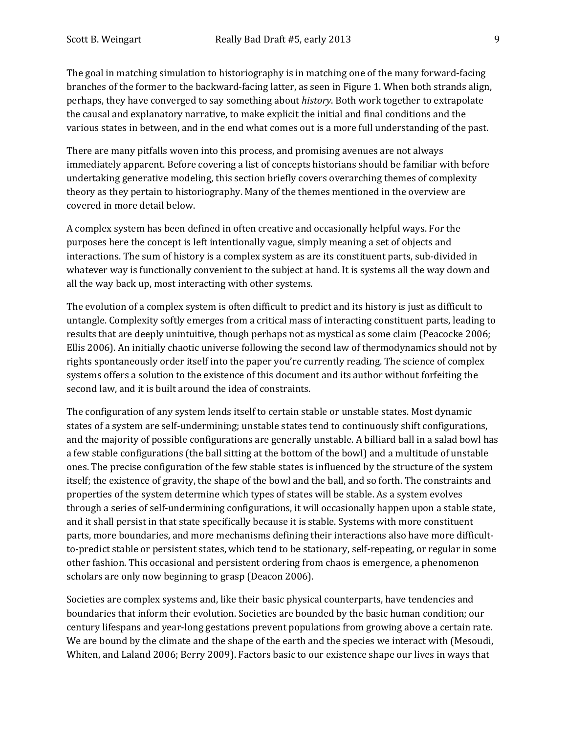The goal in matching simulation to historiography is in matching one of the many forward-facing branches of the former to the backward-facing latter, as seen in Figure 1. When both strands align, perhaps, they have converged to say something about *history*. Both work together to extrapolate the causal and explanatory narrative, to make explicit the initial and final conditions and the various states in between, and in the end what comes out is a more full understanding of the past.

There are many pitfalls woven into this process, and promising avenues are not always immediately apparent. Before covering a list of concepts historians should be familiar with before undertaking generative modeling, this section briefly covers overarching themes of complexity theory as they pertain to historiography. Many of the themes mentioned in the overview are covered in more detail below.

A complex system has been defined in often creative and occasionally helpful ways. For the purposes here the concept is left intentionally vague, simply meaning a set of objects and interactions. The sum of history is a complex system as are its constituent parts, sub-divided in whatever way is functionally convenient to the subject at hand. It is systems all the way down and all the way back up, most interacting with other systems.

The evolution of a complex system is often difficult to predict and its history is just as difficult to untangle. Complexity softly emerges from a critical mass of interacting constituent parts, leading to results that are deeply unintuitive, though perhaps not as mystical as some claim (Peacocke 2006; Ellis 2006). An initially chaotic universe following the second law of thermodynamics should not by rights spontaneously order itself into the paper you're currently reading. The science of complex systems offers a solution to the existence of this document and its author without forfeiting the second law, and it is built around the idea of constraints.

The configuration of any system lends itself to certain stable or unstable states. Most dynamic states of a system are self-undermining; unstable states tend to continuously shift configurations, and the majority of possible configurations are generally unstable. A billiard ball in a salad bowl has a few stable configurations (the ball sitting at the bottom of the bowl) and a multitude of unstable ones. The precise configuration of the few stable states is influenced by the structure of the system itself; the existence of gravity, the shape of the bowl and the ball, and so forth. The constraints and properties of the system determine which types of states will be stable. As a system evolves through a series of self-undermining configurations, it will occasionally happen upon a stable state, and it shall persist in that state specifically because it is stable. Systems with more constituent parts, more boundaries, and more mechanisms defining their interactions also have more difficult-to-predict stable or persistent states, which tend to be stationary, self-repeating, or regular in some other fashion. This occasional and persistent ordering from chaos is emergence, a phenomenon scholars are only now beginning to grasp (Deacon 2006).

Societies are complex systems and, like their basic physical counterparts, have tendencies and boundaries that inform their evolution. Societies are bounded by the basic human condition; our century lifespans and year-long gestations prevent populations from growing above a certain rate. We are bound by the climate and the shape of the earth and the species we interact with (Mesoudi, Whiten, and Laland 2006; Berry 2009). Factors basic to our existence shape our lives in ways that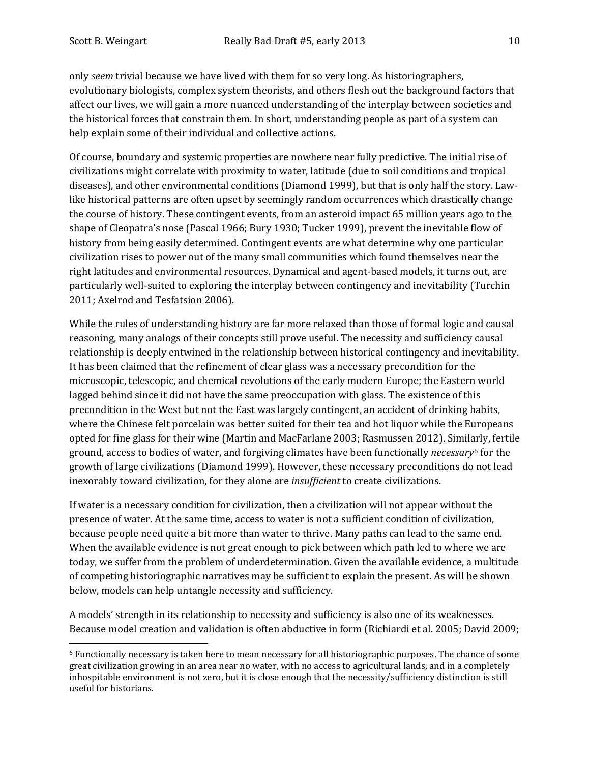only *seem* trivial because we have lived with them for so very long. As historiographers, evolutionary biologists, complex system theorists, and others flesh out the background factors that affect our lives, we will gain a more nuanced understanding of the interplay between societies and the historical forces that constrain them. In short, understanding people as part of a system can help explain some of their individual and collective actions.

Of course, boundary and systemic properties are nowhere near fully predictive. The initial rise of civilizations might correlate with proximity to water, latitude (due to soil conditions and tropical diseases), and other environmental conditions (Diamond 1999), but that is only half the story. Law-like historical patterns are often upset by seemingly random occurrences which drastically change the course of history. These contingent events, from an asteroid impact 65 million years ago to the shape of Cleopatra's nose (Pascal 1966; Bury 1930; Tucker 1999), prevent the inevitable flow of history from being easily determined. Contingent events are what determine why one particular civilization rises to power out of the many small communities which found themselves near the right latitudes and environmental resources. Dynamical and agent-based models, it turns out, are particularly well-suited to exploring the interplay between contingency and inevitability (Turchin 2011; Axelrod and Tesfatsion 2006).

While the rules of understanding history are far more relaxed than those of formal logic and causal reasoning, many analogs of their concepts still prove useful. The necessity and sufficiency causal relationship is deeply entwined in the relationship between historical contingency and inevitability. It has been claimed that the refinement of clear glass was a necessary precondition for the microscopic, telescopic, and chemical revolutions of the early modern Europe; the Eastern world lagged behind since it did not have the same preoccupation with glass. The existence of this precondition in the West but not the East was largely contingent, an accident of drinking habits, where the Chinese felt porcelain was better suited for their tea and hot liquor while the Europeans opted for fine glass for their wine (Martin and MacFarlane 2003; Rasmussen 2012). Similarly, fertile ground, access to bodies of water, and forgiving climates have been functionally *necessary*[6] for the growth of large civilizations (Diamond 1999). However, these necessary preconditions do not lead inexorably toward civilization, for they alone are *insufficient* to create civilizations.

If water is a necessary condition for civilization, then a civilization will not appear without the presence of water. At the same time, access to water is not a sufficient condition of civilization, because people need quite a bit more than water to thrive. Many paths can lead to the same end. When the available evidence is not great enough to pick between which path led to where we are today, we suffer from the problem of underdetermination. Given the available evidence, a multitude of competing historiographic narratives may be sufficient to explain the present. As will be shown below, models can help untangle necessity and sufficiency.

A models' strength in its relationship to necessity and sufficiency is also one of its weaknesses. Because model creation and validation is often abductive in form (Richiardi et al. 2005; David 2009;

---

[6] Functionally necessary is taken here to mean necessary for all historiographic purposes. The chance of some great civilization growing in an area near no water, with no access to agricultural lands, and in a completely inhospitable environment is not zero, but it is close enough that the necessity/sufficiency distinction is still useful for historians.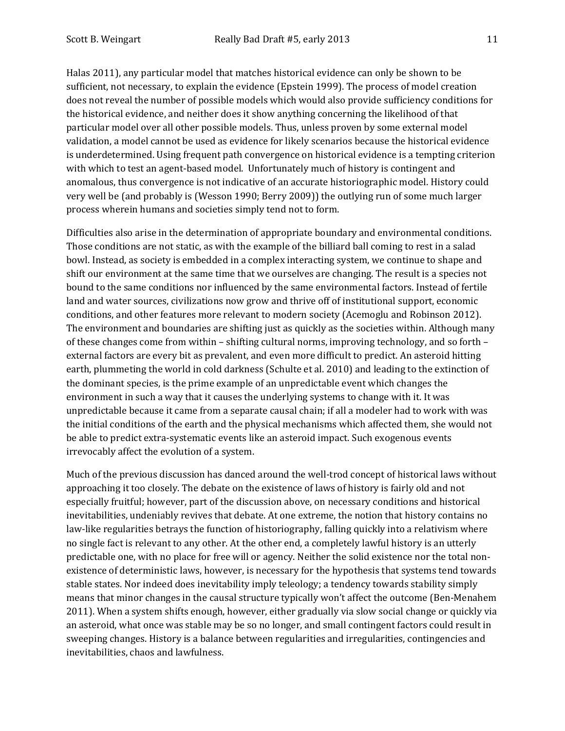Halas 2011), any particular model that matches historical evidence can only be shown to be sufficient, not necessary, to explain the evidence (Epstein 1999). The process of model creation does not reveal the number of possible models which would also provide sufficiency conditions for the historical evidence, and neither does it show anything concerning the likelihood of that particular model over all other possible models. Thus, unless proven by some external model validation, a model cannot be used as evidence for likely scenarios because the historical evidence is underdetermined. Using frequent path convergence on historical evidence is a tempting criterion with which to test an agent-based model. Unfortunately much of history is contingent and anomalous, thus convergence is not indicative of an accurate historiographic model. History could very well be (and probably is (Wesson 1990; Berry 2009)) the outlying run of some much larger process wherein humans and societies simply tend not to form.

Difficulties also arise in the determination of appropriate boundary and environmental conditions. Those conditions are not static, as with the example of the billiard ball coming to rest in a salad bowl. Instead, as society is embedded in a complex interacting system, we continue to shape and shift our environment at the same time that we ourselves are changing. The result is a species not bound to the same conditions nor influenced by the same environmental factors. Instead of fertile land and water sources, civilizations now grow and thrive off of institutional support, economic conditions, and other features more relevant to modern society (Acemoglu and Robinson 2012). The environment and boundaries are shifting just as quickly as the societies within. Although many of these changes come from within – shifting cultural norms, improving technology, and so forth – external factors are every bit as prevalent, and even more difficult to predict. An asteroid hitting earth, plummeting the world in cold darkness (Schulte et al. 2010) and leading to the extinction of the dominant species, is the prime example of an unpredictable event which changes the environment in such a way that it causes the underlying systems to change with it. It was unpredictable because it came from a separate causal chain; if all a modeler had to work with was the initial conditions of the earth and the physical mechanisms which affected them, she would not be able to predict extra-systematic events like an asteroid impact. Such exogenous events irrevocably affect the evolution of a system.

Much of the previous discussion has danced around the well-trod concept of historical laws without approaching it too closely. The debate on the existence of laws of history is fairly old and not especially fruitful; however, part of the discussion above, on necessary conditions and historical inevitabilities, undeniably revives that debate. At one extreme, the notion that history contains no law-like regularities betrays the function of historiography, falling quickly into a relativism where no single fact is relevant to any other. At the other end, a completely lawful history is an utterly predictable one, with no place for free will or agency. Neither the solid existence nor the total non-existence of deterministic laws, however, is necessary for the hypothesis that systems tend towards stable states. Nor indeed does inevitability imply teleology; a tendency towards stability simply means that minor changes in the causal structure typically won't affect the outcome (Ben-Menahem 2011). When a system shifts enough, however, either gradually via slow social change or quickly via an asteroid, what once was stable may be so no longer, and small contingent factors could result in sweeping changes. History is a balance between regularities and irregularities, contingencies and inevitabilities, chaos and lawfulness.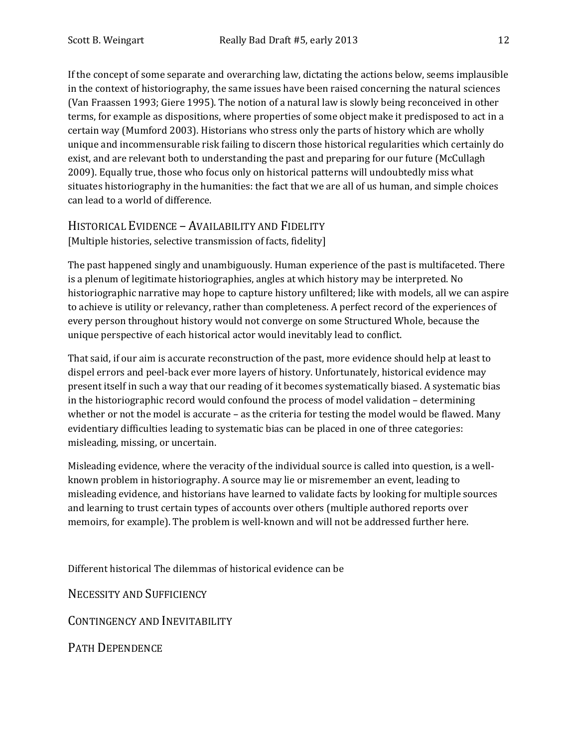If the concept of some separate and overarching law, dictating the actions below, seems implausible in the context of historiography, the same issues have been raised concerning the natural sciences (Van Fraassen 1993; Giere 1995). The notion of a natural law is slowly being reconceived in other terms, for example as dispositions, where properties of some object make it predisposed to act in a certain way (Mumford 2003). Historians who stress only the parts of history which are wholly unique and incommensurable risk failing to discern those historical regularities which certainly do exist, and are relevant both to understanding the past and preparing for our future (McCullagh 2009). Equally true, those who focus only on historical patterns will undoubtedly miss what situates historiography in the humanities: the fact that we are all of us human, and simple choices can lead to a world of difference.

## Historical Evidence – Availability and Fidelity

[Multiple histories, selective transmission of facts, fidelity]

The past happened singly and unambiguously. Human experience of the past is multifaceted. There is a plenum of legitimate historiographies, angles at which history may be interpreted. No historiographic narrative may hope to capture history unfiltered; like with models, all we can aspire to achieve is utility or relevancy, rather than completeness. A perfect record of the experiences of every person throughout history would not converge on some Structured Whole, because the unique perspective of each historical actor would inevitably lead to conflict.

That said, if our aim is accurate reconstruction of the past, more evidence should help at least to dispel errors and peel-back ever more layers of history. Unfortunately, historical evidence may present itself in such a way that our reading of it becomes systematically biased. A systematic bias in the historiographic record would confound the process of model validation – determining whether or not the model is accurate – as the criteria for testing the model would be flawed. Many evidentiary difficulties leading to systematic bias can be placed in one of three categories: misleading, missing, or uncertain.

Misleading evidence, where the veracity of the individual source is called into question, is a well-known problem in historiography. A source may lie or misremember an event, leading to misleading evidence, and historians have learned to validate facts by looking for multiple sources and learning to trust certain types of accounts over others (multiple authored reports over memoirs, for example). The problem is well-known and will not be addressed further here.

Different historical The dilemmas of historical evidence can be

## Necessity and Sufficiency

## Contingency and Inevitability

## Path Dependence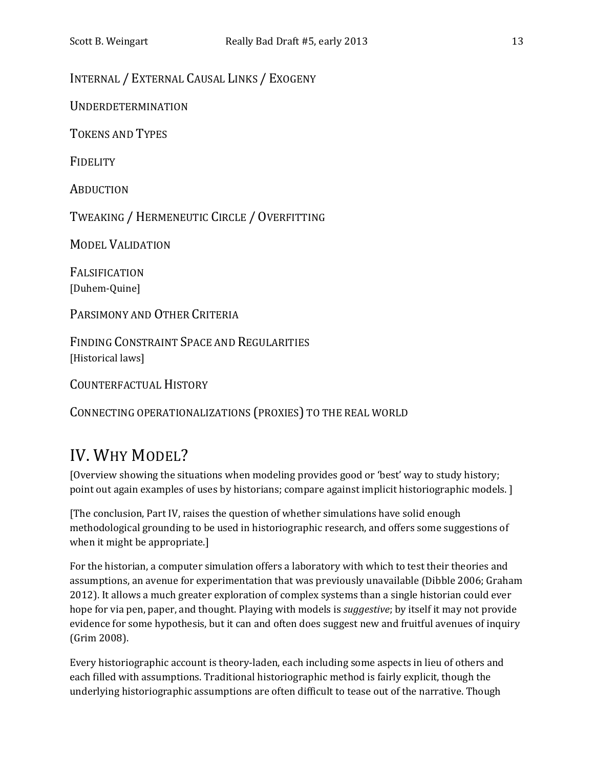### Internal / External Causal Links / Exogeny

### Underdetermination

### Tokens and Types

### Fidelity

### Abduction

### Tweaking / Hermeneutic Circle / Overfitting

### Model Validation

### Falsification

[Duhem-Quine]

### Parsimony and Other Criteria

### Finding Constraint Space and Regularities

[Historical laws]

### Counterfactual History

### Connecting operationalizations (proxies) to the real world

## IV. Why Model?

[Overview showing the situations when modeling provides good or 'best' way to study history; point out again examples of uses by historians; compare against implicit historiographic models. ]

[The conclusion, Part IV, raises the question of whether simulations have solid enough methodological grounding to be used in historiographic research, and offers some suggestions of when it might be appropriate.]

For the historian, a computer simulation offers a laboratory with which to test their theories and assumptions, an avenue for experimentation that was previously unavailable (Dibble 2006; Graham 2012). It allows a much greater exploration of complex systems than a single historian could ever hope for via pen, paper, and thought. Playing with models is *suggestive*; by itself it may not provide evidence for some hypothesis, but it can and often does suggest new and fruitful avenues of inquiry (Grim 2008).

Every historiographic account is theory-laden, each including some aspects in lieu of others and each filled with assumptions. Traditional historiographic method is fairly explicit, though the underlying historiographic assumptions are often difficult to tease out of the narrative. Though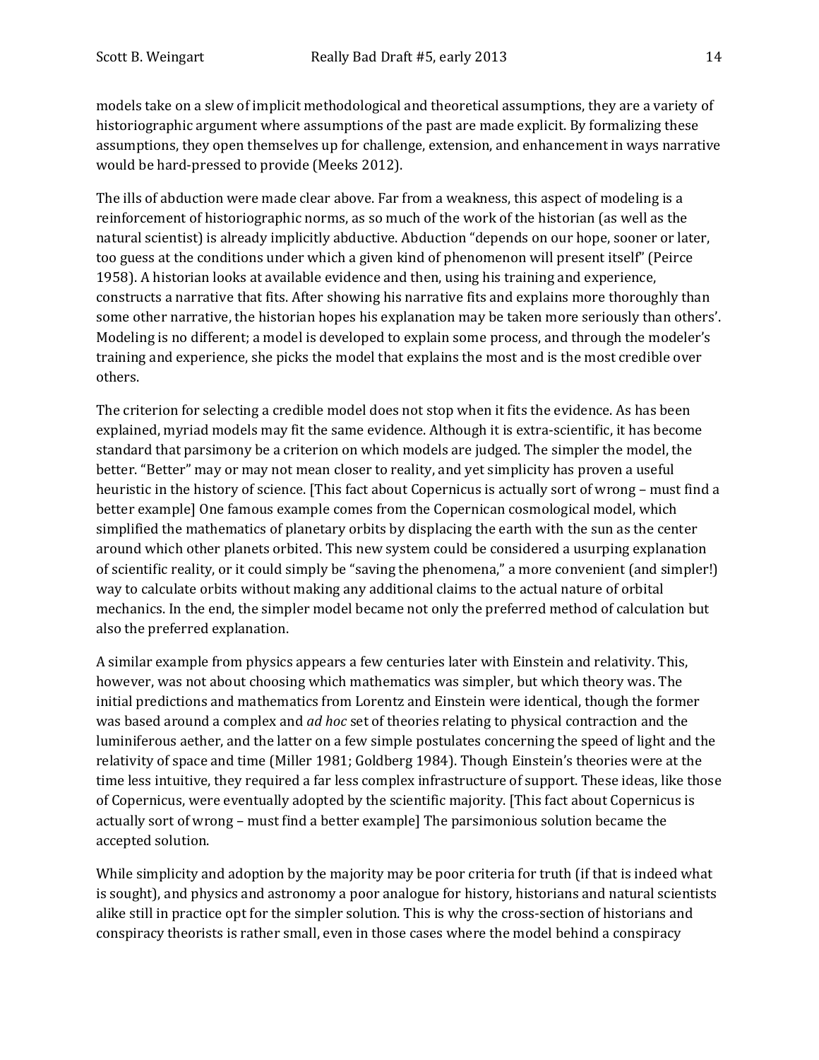models take on a slew of implicit methodological and theoretical assumptions, they are a variety of historiographic argument where assumptions of the past are made explicit. By formalizing these assumptions, they open themselves up for challenge, extension, and enhancement in ways narrative would be hard-pressed to provide (Meeks 2012).

The ills of abduction were made clear above. Far from a weakness, this aspect of modeling is a reinforcement of historiographic norms, as so much of the work of the historian (as well as the natural scientist) is already implicitly abductive. Abduction "depends on our hope, sooner or later, too guess at the conditions under which a given kind of phenomenon will present itself" (Peirce 1958). A historian looks at available evidence and then, using his training and experience, constructs a narrative that fits. After showing his narrative fits and explains more thoroughly than some other narrative, the historian hopes his explanation may be taken more seriously than others'. Modeling is no different; a model is developed to explain some process, and through the modeler's training and experience, she picks the model that explains the most and is the most credible over others.

The criterion for selecting a credible model does not stop when it fits the evidence. As has been explained, myriad models may fit the same evidence. Although it is extra-scientific, it has become standard that parsimony be a criterion on which models are judged. The simpler the model, the better. "Better" may or may not mean closer to reality, and yet simplicity has proven a useful heuristic in the history of science. [This fact about Copernicus is actually sort of wrong – must find a better example] One famous example comes from the Copernican cosmological model, which simplified the mathematics of planetary orbits by displacing the earth with the sun as the center around which other planets orbited. This new system could be considered a usurping explanation of scientific reality, or it could simply be "saving the phenomena," a more convenient (and simpler!) way to calculate orbits without making any additional claims to the actual nature of orbital mechanics. In the end, the simpler model became not only the preferred method of calculation but also the preferred explanation.

A similar example from physics appears a few centuries later with Einstein and relativity. This, however, was not about choosing which mathematics was simpler, but which theory was. The initial predictions and mathematics from Lorentz and Einstein were identical, though the former was based around a complex and *ad hoc* set of theories relating to physical contraction and the luminiferous aether, and the latter on a few simple postulates concerning the speed of light and the relativity of space and time (Miller 1981; Goldberg 1984). Though Einstein's theories were at the time less intuitive, they required a far less complex infrastructure of support. These ideas, like those of Copernicus, were eventually adopted by the scientific majority. [This fact about Copernicus is actually sort of wrong – must find a better example] The parsimonious solution became the accepted solution.

While simplicity and adoption by the majority may be poor criteria for truth (if that is indeed what is sought), and physics and astronomy a poor analogue for history, historians and natural scientists alike still in practice opt for the simpler solution. This is why the cross-section of historians and conspiracy theorists is rather small, even in those cases where the model behind a conspiracy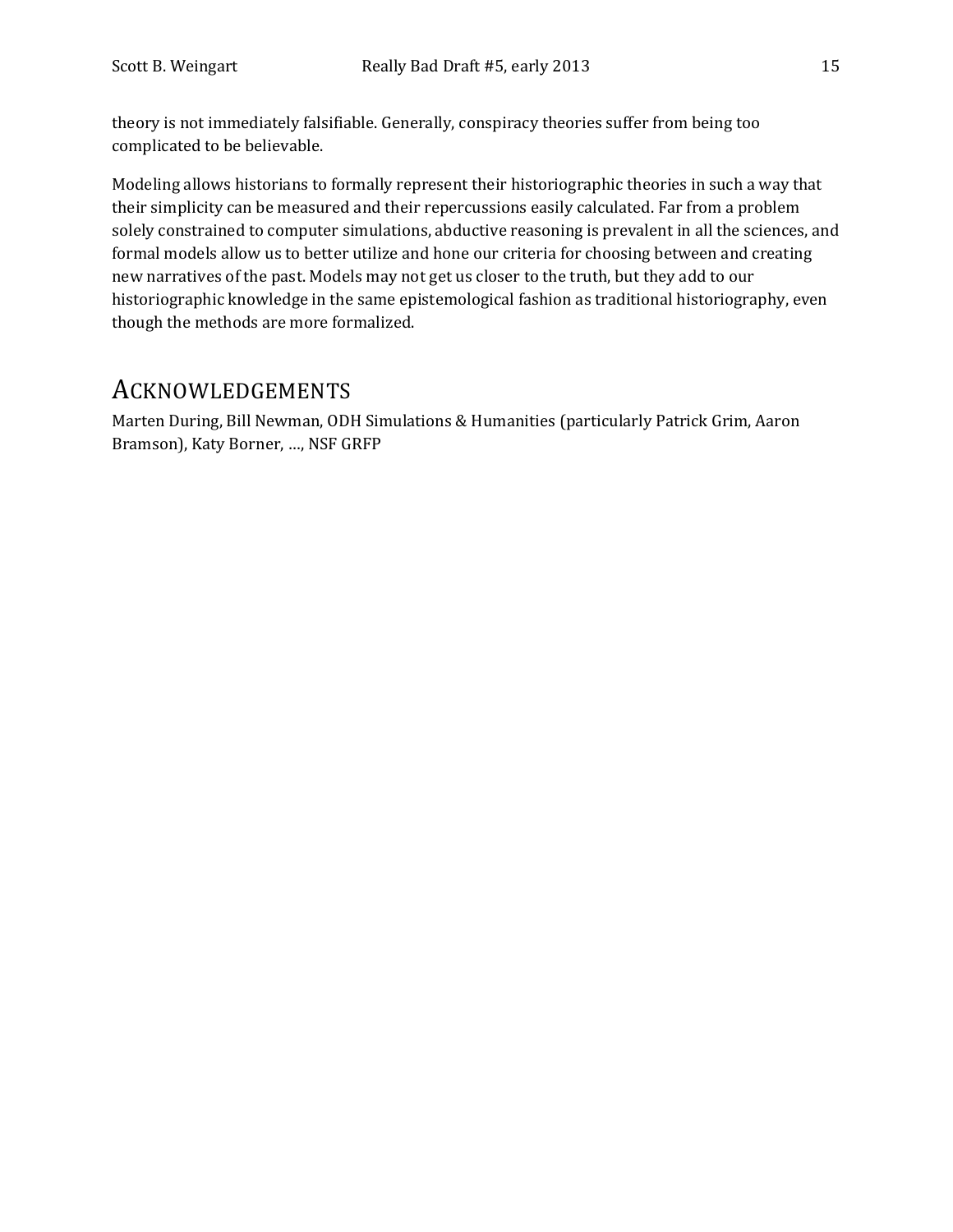theory is not immediately falsifiable. Generally, conspiracy theories suffer from being too complicated to be believable.

Modeling allows historians to formally represent their historiographic theories in such a way that their simplicity can be measured and their repercussions easily calculated. Far from a problem solely constrained to computer simulations, abductive reasoning is prevalent in all the sciences, and formal models allow us to better utilize and hone our criteria for choosing between and creating new narratives of the past. Models may not get us closer to the truth, but they add to our historiographic knowledge in the same epistemological fashion as traditional historiography, even though the methods are more formalized.

## Acknowledgements

Marten During, Bill Newman, ODH Simulations & Humanities (particularly Patrick Grim, Aaron Bramson), Katy Borner, …, NSF GRFP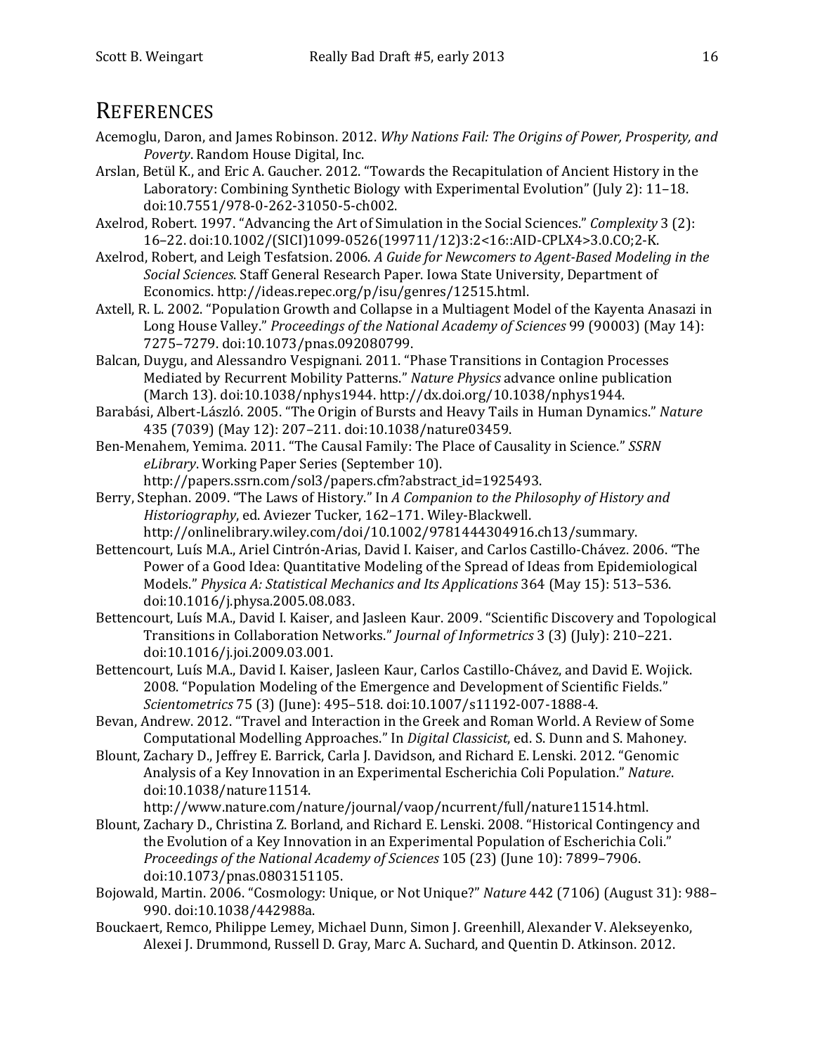## References

Acemoglu, Daron, and James Robinson. 2012. *Why Nations Fail: The Origins of Power, Prosperity, and Poverty*. Random House Digital, Inc.

Arslan, Betül K., and Eric A. Gaucher. 2012. "Towards the Recapitulation of Ancient History in the Laboratory: Combining Synthetic Biology with Experimental Evolution" (July 2): 11–18. doi:10.7551/978-0-262-31050-5-ch002.

Axelrod, Robert. 1997. "Advancing the Art of Simulation in the Social Sciences." *Complexity* 3 (2): 16–22. doi:10.1002/(SICI)1099-0526(199711/12)3:2<16::AID-CPLX4>3.0.CO;2-K.

Axelrod, Robert, and Leigh Tesfatsion. 2006. *A Guide for Newcomers to Agent-Based Modeling in the Social Sciences*. Staff General Research Paper. Iowa State University, Department of Economics. http://ideas.repec.org/p/isu/genres/12515.html.

Axtell, R. L. 2002. "Population Growth and Collapse in a Multiagent Model of the Kayenta Anasazi in Long House Valley." *Proceedings of the National Academy of Sciences* 99 (90003) (May 14): 7275–7279. doi:10.1073/pnas.092080799.

Balcan, Duygu, and Alessandro Vespignani. 2011. "Phase Transitions in Contagion Processes Mediated by Recurrent Mobility Patterns." *Nature Physics* advance online publication (March 13). doi:10.1038/nphys1944. http://dx.doi.org/10.1038/nphys1944.

Barabási, Albert-László. 2005. "The Origin of Bursts and Heavy Tails in Human Dynamics." *Nature* 435 (7039) (May 12): 207–211. doi:10.1038/nature03459.

Ben-Menahem, Yemima. 2011. "The Causal Family: The Place of Causality in Science." *SSRN eLibrary*. Working Paper Series (September 10). http://papers.ssrn.com/sol3/papers.cfm?abstract_id=1925493.

Berry, Stephan. 2009. "The Laws of History." In *A Companion to the Philosophy of History and Historiography*, ed. Aviezer Tucker, 162–171. Wiley-Blackwell. http://onlinelibrary.wiley.com/doi/10.1002/9781444304916.ch13/summary.

Bettencourt, Luís M.A., Ariel Cintrón-Arias, David I. Kaiser, and Carlos Castillo-Chávez. 2006. "The Power of a Good Idea: Quantitative Modeling of the Spread of Ideas from Epidemiological Models." *Physica A: Statistical Mechanics and Its Applications* 364 (May 15): 513–536. doi:10.1016/j.physa.2005.08.083.

Bettencourt, Luís M.A., David I. Kaiser, and Jasleen Kaur. 2009. "Scientific Discovery and Topological Transitions in Collaboration Networks." *Journal of Informetrics* 3 (3) (July): 210–221. doi:10.1016/j.joi.2009.03.001.

Bettencourt, Luís M.A., David I. Kaiser, Jasleen Kaur, Carlos Castillo-Chávez, and David E. Wojick. 2008. "Population Modeling of the Emergence and Development of Scientific Fields." *Scientometrics* 75 (3) (June): 495–518. doi:10.1007/s11192-007-1888-4.

Bevan, Andrew. 2012. "Travel and Interaction in the Greek and Roman World. A Review of Some Computational Modelling Approaches." In *Digital Classicist*, ed. S. Dunn and S. Mahoney.

Blount, Zachary D., Jeffrey E. Barrick, Carla J. Davidson, and Richard E. Lenski. 2012. "Genomic Analysis of a Key Innovation in an Experimental Escherichia Coli Population." *Nature*. doi:10.1038/nature11514. http://www.nature.com/nature/journal/vaop/ncurrent/full/nature11514.html.

Blount, Zachary D., Christina Z. Borland, and Richard E. Lenski. 2008. "Historical Contingency and the Evolution of a Key Innovation in an Experimental Population of Escherichia Coli." *Proceedings of the National Academy of Sciences* 105 (23) (June 10): 7899–7906. doi:10.1073/pnas.0803151105.

Bojowald, Martin. 2006. "Cosmology: Unique, or Not Unique?" *Nature* 442 (7106) (August 31): 988–990. doi:10.1038/442988a.

Bouckaert, Remco, Philippe Lemey, Michael Dunn, Simon J. Greenhill, Alexander V. Alekseyenko, Alexei J. Drummond, Russell D. Gray, Marc A. Suchard, and Quentin D. Atkinson. 2012.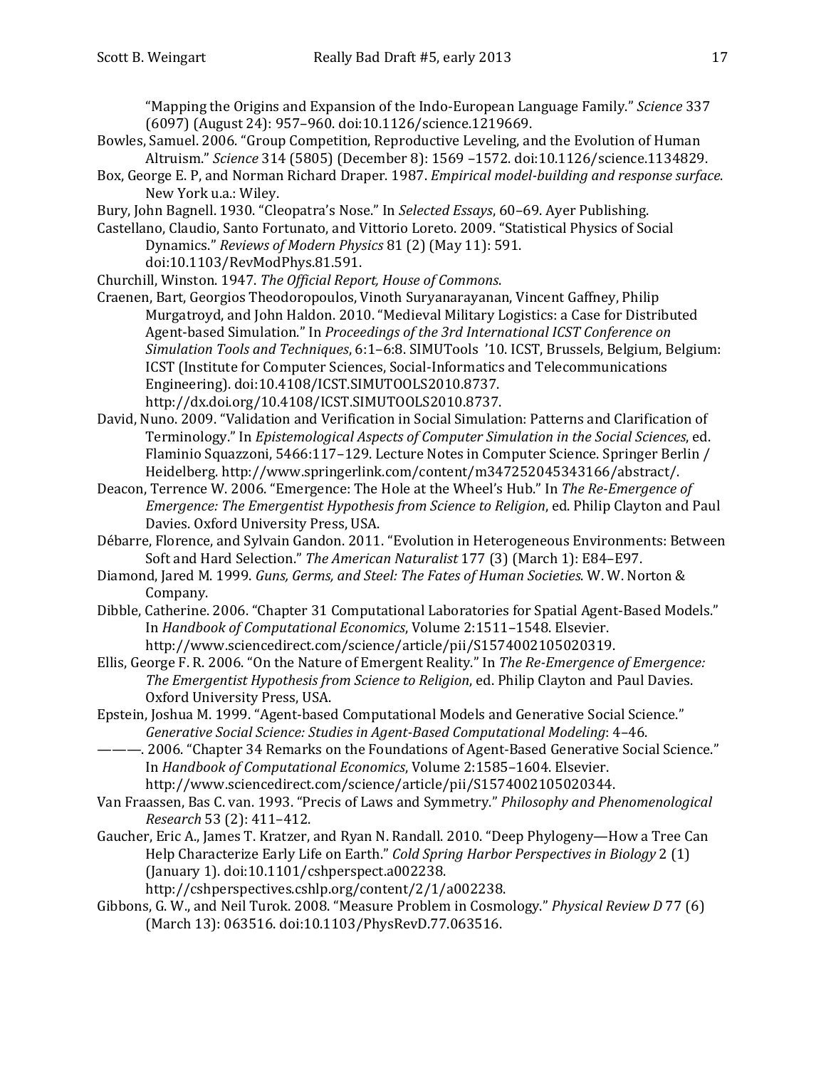"Mapping the Origins and Expansion of the Indo-European Language Family." *Science* 337 (6097) (August 24): 957–960. doi:10.1126/science.1219669.

Bowles, Samuel. 2006. "Group Competition, Reproductive Leveling, and the Evolution of Human Altruism." *Science* 314 (5805) (December 8): 1569 –1572. doi:10.1126/science.1134829.

Box, George E. P, and Norman Richard Draper. 1987. *Empirical model-building and response surface*. New York u.a.: Wiley.

Bury, John Bagnell. 1930. "Cleopatra's Nose." In *Selected Essays*, 60–69. Ayer Publishing.

Castellano, Claudio, Santo Fortunato, and Vittorio Loreto. 2009. "Statistical Physics of Social Dynamics." *Reviews of Modern Physics* 81 (2) (May 11): 591. doi:10.1103/RevModPhys.81.591.

Churchill, Winston. 1947. *The Official Report, House of Commons*.

Craenen, Bart, Georgios Theodoropoulos, Vinoth Suryanarayanan, Vincent Gaffney, Philip Murgatroyd, and John Haldon. 2010. "Medieval Military Logistics: a Case for Distributed Agent-based Simulation." In *Proceedings of the 3rd International ICST Conference on Simulation Tools and Techniques*, 6:1–6:8. SIMUTools '10. ICST, Brussels, Belgium, Belgium: ICST (Institute for Computer Sciences, Social-Informatics and Telecommunications Engineering). doi:10.4108/ICST.SIMUTOOLS2010.8737. http://dx.doi.org/10.4108/ICST.SIMUTOOLS2010.8737.

David, Nuno. 2009. "Validation and Verification in Social Simulation: Patterns and Clarification of Terminology." In *Epistemological Aspects of Computer Simulation in the Social Sciences*, ed. Flaminio Squazzoni, 5466:117–129. Lecture Notes in Computer Science. Springer Berlin / Heidelberg. http://www.springerlink.com/content/m347252045343166/abstract/.

Deacon, Terrence W. 2006. "Emergence: The Hole at the Wheel's Hub." In *The Re-Emergence of Emergence: The Emergentist Hypothesis from Science to Religion*, ed. Philip Clayton and Paul Davies. Oxford University Press, USA.

Débarre, Florence, and Sylvain Gandon. 2011. "Evolution in Heterogeneous Environments: Between Soft and Hard Selection." *The American Naturalist* 177 (3) (March 1): E84–E97.

Diamond, Jared M. 1999. *Guns, Germs, and Steel: The Fates of Human Societies*. W. W. Norton & Company.

Dibble, Catherine. 2006. "Chapter 31 Computational Laboratories for Spatial Agent-Based Models." In *Handbook of Computational Economics*, Volume 2:1511–1548. Elsevier. http://www.sciencedirect.com/science/article/pii/S1574002105020319.

Ellis, George F. R. 2006. "On the Nature of Emergent Reality." In *The Re-Emergence of Emergence: The Emergentist Hypothesis from Science to Religion*, ed. Philip Clayton and Paul Davies. Oxford University Press, USA.

Epstein, Joshua M. 1999. "Agent-based Computational Models and Generative Social Science." *Generative Social Science: Studies in Agent-Based Computational Modeling*: 4–46.

———. 2006. "Chapter 34 Remarks on the Foundations of Agent-Based Generative Social Science." In *Handbook of Computational Economics*, Volume 2:1585–1604. Elsevier. http://www.sciencedirect.com/science/article/pii/S1574002105020344.

Van Fraassen, Bas C. van. 1993. "Precis of Laws and Symmetry." *Philosophy and Phenomenological Research* 53 (2): 411–412.

Gaucher, Eric A., James T. Kratzer, and Ryan N. Randall. 2010. "Deep Phylogeny—How a Tree Can Help Characterize Early Life on Earth." *Cold Spring Harbor Perspectives in Biology* 2 (1) (January 1). doi:10.1101/cshperspect.a002238. http://cshperspectives.cshlp.org/content/2/1/a002238.

Gibbons, G. W., and Neil Turok. 2008. "Measure Problem in Cosmology." *Physical Review D* 77 (6) (March 13): 063516. doi:10.1103/PhysRevD.77.063516.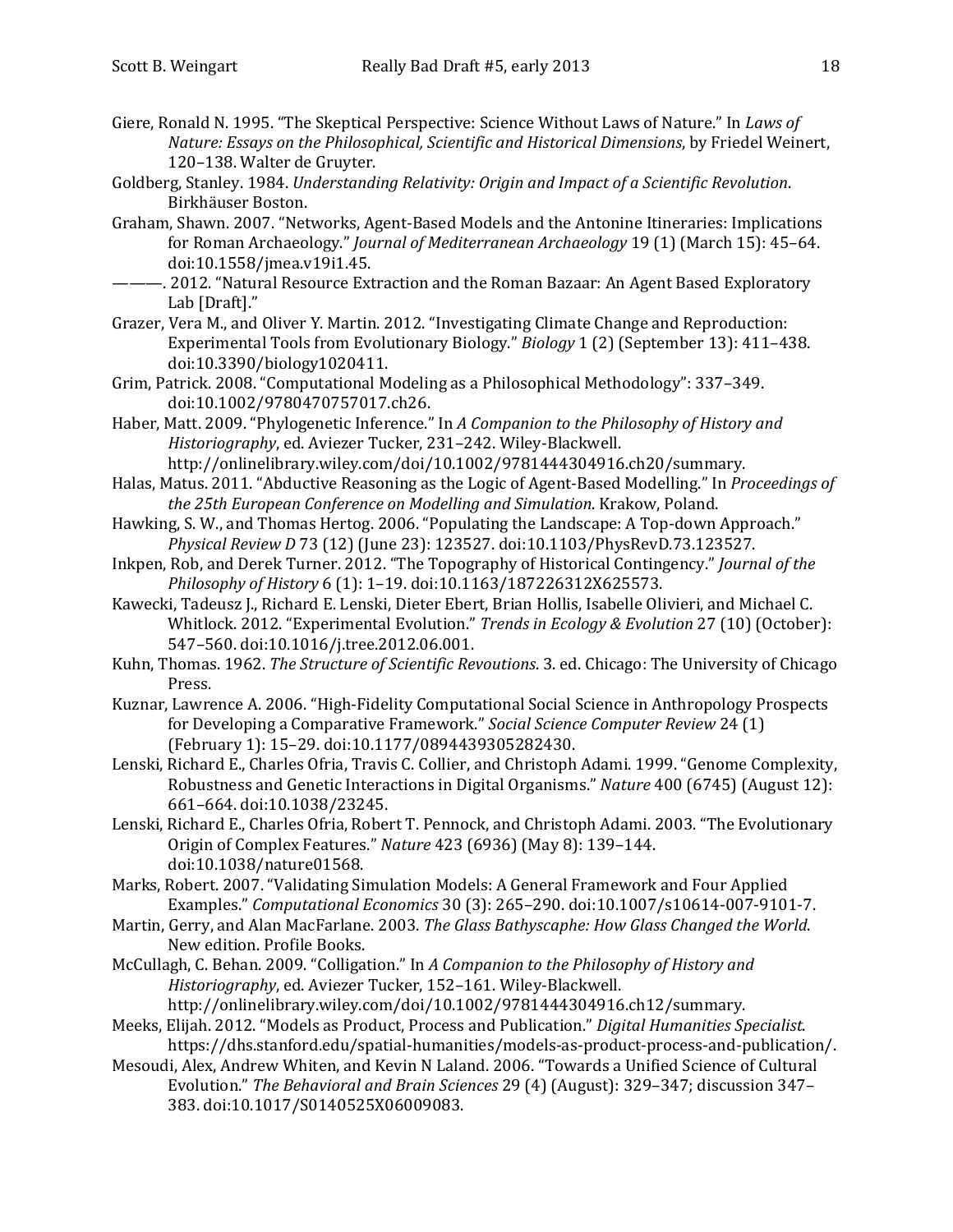Giere, Ronald N. 1995. "The Skeptical Perspective: Science Without Laws of Nature." In *Laws of Nature: Essays on the Philosophical, Scientific and Historical Dimensions*, by Friedel Weinert, 120–138. Walter de Gruyter.

Goldberg, Stanley. 1984. *Understanding Relativity: Origin and Impact of a Scientific Revolution*. Birkhäuser Boston.

Graham, Shawn. 2007. "Networks, Agent-Based Models and the Antonine Itineraries: Implications for Roman Archaeology." *Journal of Mediterranean Archaeology* 19 (1) (March 15): 45–64. doi:10.1558/jmea.v19i1.45.

———. 2012. "Natural Resource Extraction and the Roman Bazaar: An Agent Based Exploratory Lab [Draft]."

Grazer, Vera M., and Oliver Y. Martin. 2012. "Investigating Climate Change and Reproduction: Experimental Tools from Evolutionary Biology." *Biology* 1 (2) (September 13): 411–438. doi:10.3390/biology1020411.

Grim, Patrick. 2008. "Computational Modeling as a Philosophical Methodology": 337–349. doi:10.1002/9780470757017.ch26.

Haber, Matt. 2009. "Phylogenetic Inference." In *A Companion to the Philosophy of History and Historiography*, ed. Aviezer Tucker, 231–242. Wiley-Blackwell. http://onlinelibrary.wiley.com/doi/10.1002/9781444304916.ch20/summary.

Halas, Matus. 2011. "Abductive Reasoning as the Logic of Agent-Based Modelling." In *Proceedings of the 25th European Conference on Modelling and Simulation*. Krakow, Poland.

Hawking, S. W., and Thomas Hertog. 2006. "Populating the Landscape: A Top-down Approach." *Physical Review D* 73 (12) (June 23): 123527. doi:10.1103/PhysRevD.73.123527.

Inkpen, Rob, and Derek Turner. 2012. "The Topography of Historical Contingency." *Journal of the Philosophy of History* 6 (1): 1–19. doi:10.1163/187226312X625573.

Kawecki, Tadeusz J., Richard E. Lenski, Dieter Ebert, Brian Hollis, Isabelle Olivieri, and Michael C. Whitlock. 2012. "Experimental Evolution." *Trends in Ecology & Evolution* 27 (10) (October): 547–560. doi:10.1016/j.tree.2012.06.001.

Kuhn, Thomas. 1962. *The Structure of Scientific Revoutions*. 3. ed. Chicago: The University of Chicago Press.

Kuznar, Lawrence A. 2006. "High-Fidelity Computational Social Science in Anthropology Prospects for Developing a Comparative Framework." *Social Science Computer Review* 24 (1) (February 1): 15–29. doi:10.1177/0894439305282430.

Lenski, Richard E., Charles Ofria, Travis C. Collier, and Christoph Adami. 1999. "Genome Complexity, Robustness and Genetic Interactions in Digital Organisms." *Nature* 400 (6745) (August 12): 661–664. doi:10.1038/23245.

Lenski, Richard E., Charles Ofria, Robert T. Pennock, and Christoph Adami. 2003. "The Evolutionary Origin of Complex Features." *Nature* 423 (6936) (May 8): 139–144. doi:10.1038/nature01568.

Marks, Robert. 2007. "Validating Simulation Models: A General Framework and Four Applied Examples." *Computational Economics* 30 (3): 265–290. doi:10.1007/s10614-007-9101-7.

Martin, Gerry, and Alan MacFarlane. 2003. *The Glass Bathyscaphe: How Glass Changed the World*. New edition. Profile Books.

McCullagh, C. Behan. 2009. "Colligation." In *A Companion to the Philosophy of History and Historiography*, ed. Aviezer Tucker, 152–161. Wiley-Blackwell. http://onlinelibrary.wiley.com/doi/10.1002/9781444304916.ch12/summary.

Meeks, Elijah. 2012. "Models as Product, Process and Publication." *Digital Humanities Specialist*. https://dhs.stanford.edu/spatial-humanities/models-as-product-process-and-publication/.

Mesoudi, Alex, Andrew Whiten, and Kevin N Laland. 2006. "Towards a Unified Science of Cultural Evolution." *The Behavioral and Brain Sciences* 29 (4) (August): 329–347; discussion 347–383. doi:10.1017/S0140525X06009083.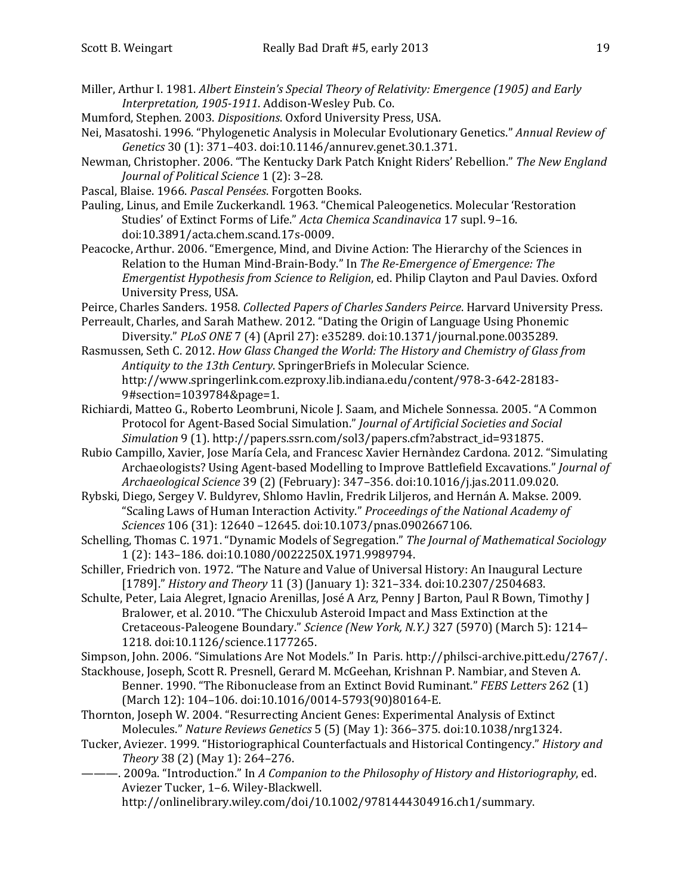Miller, Arthur I. 1981. *Albert Einstein's Special Theory of Relativity: Emergence (1905) and Early Interpretation, 1905-1911*. Addison-Wesley Pub. Co.

Mumford, Stephen. 2003. *Dispositions*. Oxford University Press, USA.

Nei, Masatoshi. 1996. "Phylogenetic Analysis in Molecular Evolutionary Genetics." *Annual Review of Genetics* 30 (1): 371–403. doi:10.1146/annurev.genet.30.1.371.

Newman, Christopher. 2006. "The Kentucky Dark Patch Knight Riders' Rebellion." *The New England Journal of Political Science* 1 (2): 3–28.

Pascal, Blaise. 1966. *Pascal Pensées*. Forgotten Books.

Pauling, Linus, and Emile Zuckerkandl. 1963. "Chemical Paleogenetics. Molecular 'Restoration Studies' of Extinct Forms of Life." *Acta Chemica Scandinavica* 17 supl. 9–16. doi:10.3891/acta.chem.scand.17s-0009.

Peacocke, Arthur. 2006. "Emergence, Mind, and Divine Action: The Hierarchy of the Sciences in Relation to the Human Mind-Brain-Body." In *The Re-Emergence of Emergence: The Emergentist Hypothesis from Science to Religion*, ed. Philip Clayton and Paul Davies. Oxford University Press, USA.

Peirce, Charles Sanders. 1958. *Collected Papers of Charles Sanders Peirce*. Harvard University Press.

Perreault, Charles, and Sarah Mathew. 2012. "Dating the Origin of Language Using Phonemic Diversity." *PLoS ONE* 7 (4) (April 27): e35289. doi:10.1371/journal.pone.0035289.

Rasmussen, Seth C. 2012. *How Glass Changed the World: The History and Chemistry of Glass from Antiquity to the 13th Century*. SpringerBriefs in Molecular Science. http://www.springerlink.com.ezproxy.lib.indiana.edu/content/978-3-642-28183-9#section=1039784&page=1.

Richiardi, Matteo G., Roberto Leombruni, Nicole J. Saam, and Michele Sonnessa. 2005. "A Common Protocol for Agent-Based Social Simulation." *Journal of Artificial Societies and Social Simulation* 9 (1). http://papers.ssrn.com/sol3/papers.cfm?abstract_id=931875.

Rubio Campillo, Xavier, Jose María Cela, and Francesc Xavier Hernàndez Cardona. 2012. "Simulating Archaeologists? Using Agent-based Modelling to Improve Battlefield Excavations." *Journal of Archaeological Science* 39 (2) (February): 347–356. doi:10.1016/j.jas.2011.09.020.

Rybski, Diego, Sergey V. Buldyrev, Shlomo Havlin, Fredrik Liljeros, and Hernán A. Makse. 2009. "Scaling Laws of Human Interaction Activity." *Proceedings of the National Academy of Sciences* 106 (31): 12640 –12645. doi:10.1073/pnas.0902667106.

Schelling, Thomas C. 1971. "Dynamic Models of Segregation." *The Journal of Mathematical Sociology* 1 (2): 143–186. doi:10.1080/0022250X.1971.9989794.

Schiller, Friedrich von. 1972. "The Nature and Value of Universal History: An Inaugural Lecture [1789]." *History and Theory* 11 (3) (January 1): 321–334. doi:10.2307/2504683.

Schulte, Peter, Laia Alegret, Ignacio Arenillas, José A Arz, Penny J Barton, Paul R Bown, Timothy J Bralower, et al. 2010. "The Chicxulub Asteroid Impact and Mass Extinction at the Cretaceous-Paleogene Boundary." *Science (New York, N.Y.)* 327 (5970) (March 5): 1214–1218. doi:10.1126/science.1177265.

Simpson, John. 2006. "Simulations Are Not Models." In Paris. http://philsci-archive.pitt.edu/2767/.

Stackhouse, Joseph, Scott R. Presnell, Gerard M. McGeehan, Krishnan P. Nambiar, and Steven A. Benner. 1990. "The Ribonuclease from an Extinct Bovid Ruminant." *FEBS Letters* 262 (1) (March 12): 104–106. doi:10.1016/0014-5793(90)80164-E.

Thornton, Joseph W. 2004. "Resurrecting Ancient Genes: Experimental Analysis of Extinct Molecules." *Nature Reviews Genetics* 5 (5) (May 1): 366–375. doi:10.1038/nrg1324.

Tucker, Aviezer. 1999. "Historiographical Counterfactuals and Historical Contingency." *History and Theory* 38 (2) (May 1): 264–276.

———. 2009a. "Introduction." In *A Companion to the Philosophy of History and Historiography*, ed. Aviezer Tucker, 1–6. Wiley-Blackwell. http://onlinelibrary.wiley.com/doi/10.1002/9781444304916.ch1/summary.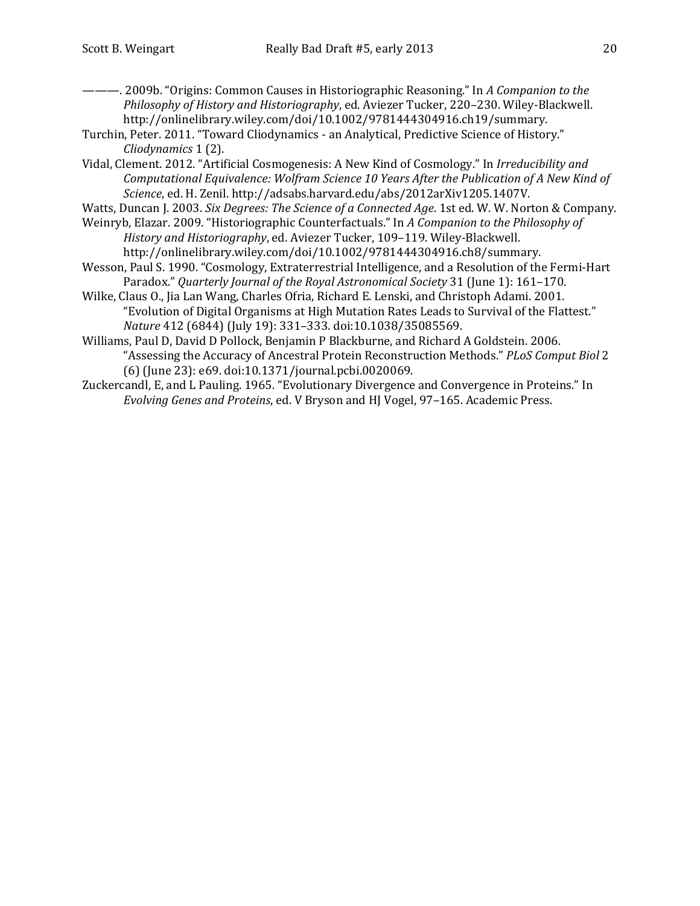———. 2009b. “Origins: Common Causes in Historiographic Reasoning.” In *A Companion to the Philosophy of History and Historiography*, ed. Aviezer Tucker, 220–230. Wiley-Blackwell. http://onlinelibrary.wiley.com/doi/10.1002/9781444304916.ch19/summary.

Turchin, Peter. 2011. “Toward Cliodynamics - an Analytical, Predictive Science of History.” *Cliodynamics* 1 (2).

Vidal, Clement. 2012. “Artificial Cosmogenesis: A New Kind of Cosmology.” In *Irreducibility and Computational Equivalence: Wolfram Science 10 Years After the Publication of A New Kind of Science*, ed. H. Zenil. http://adsabs.harvard.edu/abs/2012arXiv1205.1407V.

Watts, Duncan J. 2003. *Six Degrees: The Science of a Connected Age*. 1st ed. W. W. Norton & Company.

Weinryb, Elazar. 2009. “Historiographic Counterfactuals.” In *A Companion to the Philosophy of History and Historiography*, ed. Aviezer Tucker, 109–119. Wiley-Blackwell. http://onlinelibrary.wiley.com/doi/10.1002/9781444304916.ch8/summary.

Wesson, Paul S. 1990. “Cosmology, Extraterrestrial Intelligence, and a Resolution of the Fermi-Hart Paradox.” *Quarterly Journal of the Royal Astronomical Society* 31 (June 1): 161–170.

Wilke, Claus O., Jia Lan Wang, Charles Ofria, Richard E. Lenski, and Christoph Adami. 2001. “Evolution of Digital Organisms at High Mutation Rates Leads to Survival of the Flattest.” *Nature* 412 (6844) (July 19): 331–333. doi:10.1038/35085569.

Williams, Paul D, David D Pollock, Benjamin P Blackburne, and Richard A Goldstein. 2006. “Assessing the Accuracy of Ancestral Protein Reconstruction Methods.” *PLoS Comput Biol* 2 (6) (June 23): e69. doi:10.1371/journal.pcbi.0020069.

Zuckercandl, E, and L Pauling. 1965. “Evolutionary Divergence and Convergence in Proteins.” In *Evolving Genes and Proteins*, ed. V Bryson and HJ Vogel, 97–165. Academic Press.